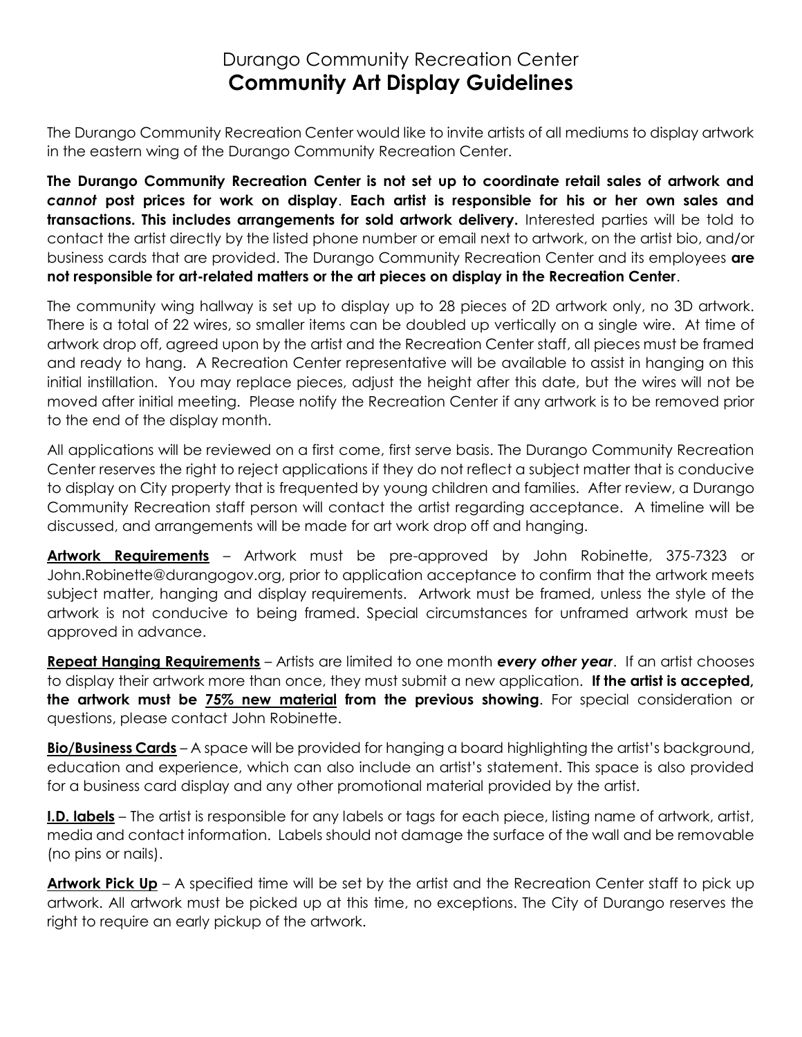# Durango Community Recreation Center
# **Community Art Display Guidelines**

The Durango Community Recreation Center would like to invite artists of all mediums to display artwork in the eastern wing of the Durango Community Recreation Center.

**The Durango Community Recreation Center is not set up to coordinate retail sales of artwork and *cannot* post prices for work on display**. **Each artist is responsible for his or her own sales and transactions. This includes arrangements for sold artwork delivery.** Interested parties will be told to contact the artist directly by the listed phone number or email next to artwork, on the artist bio, and/or business cards that are provided. The Durango Community Recreation Center and its employees **are not responsible for art-related matters or the art pieces on display in the Recreation Center**.

The community wing hallway is set up to display up to 28 pieces of 2D artwork only, no 3D artwork. There is a total of 22 wires, so smaller items can be doubled up vertically on a single wire. At time of artwork drop off, agreed upon by the artist and the Recreation Center staff, all pieces must be framed and ready to hang. A Recreation Center representative will be available to assist in hanging on this initial instillation. You may replace pieces, adjust the height after this date, but the wires will not be moved after initial meeting. Please notify the Recreation Center if any artwork is to be removed prior to the end of the display month.

All applications will be reviewed on a first come, first serve basis. The Durango Community Recreation Center reserves the right to reject applications if they do not reflect a subject matter that is conducive to display on City property that is frequented by young children and families. After review, a Durango Community Recreation staff person will contact the artist regarding acceptance. A timeline will be discussed, and arrangements will be made for art work drop off and hanging.

**<u>Artwork Requirements</u>** – Artwork must be pre-approved by John Robinette, 375-7323 or John.Robinette@durangogov.org, prior to application acceptance to confirm that the artwork meets subject matter, hanging and display requirements. Artwork must be framed, unless the style of the artwork is not conducive to being framed. Special circumstances for unframed artwork must be approved in advance.

**<u>Repeat Hanging Requirements</u>** – Artists are limited to one month ***every other year***. If an artist chooses to display their artwork more than once, they must submit a new application. **If the artist is accepted, the artwork must be <u>75% new material</u> from the previous showing**. For special consideration or questions, please contact John Robinette.

**<u>Bio/Business Cards</u>** – A space will be provided for hanging a board highlighting the artist's background, education and experience, which can also include an artist's statement. This space is also provided for a business card display and any other promotional material provided by the artist.

**<u>I.D. labels</u>** – The artist is responsible for any labels or tags for each piece, listing name of artwork, artist, media and contact information. Labels should not damage the surface of the wall and be removable (no pins or nails).

**<u>Artwork Pick Up</u>** – A specified time will be set by the artist and the Recreation Center staff to pick up artwork. All artwork must be picked up at this time, no exceptions. The City of Durango reserves the right to require an early pickup of the artwork.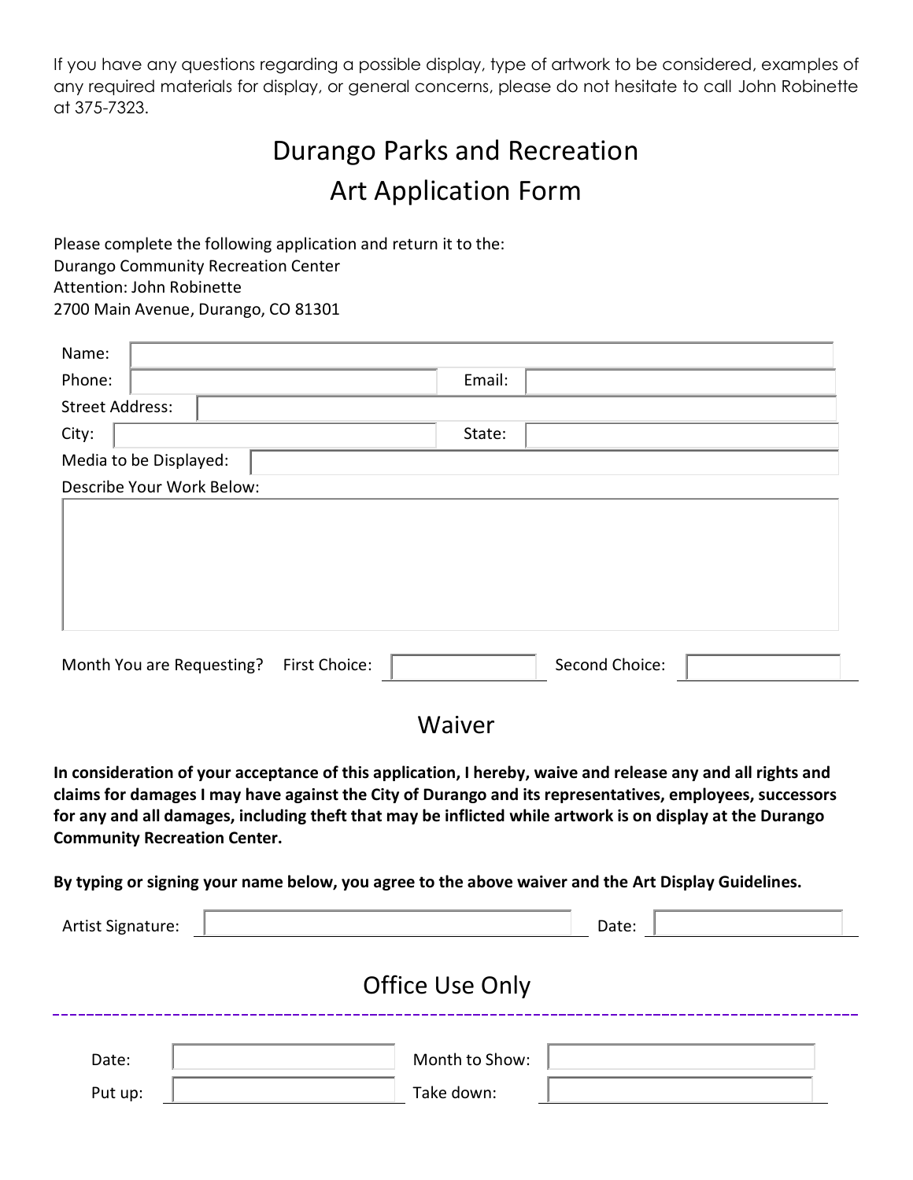If you have any questions regarding a possible display, type of artwork to be considered, examples of any required materials for display, or general concerns, please do not hesitate to call John Robinette at 375-7323.

# Durango Parks and Recreation
# Art Application Form

Please complete the following application and return it to the:
Durango Community Recreation Center
Attention: John Robinette
2700 Main Avenue, Durango, CO 81301

Name:

Phone: Email:

Street Address:

City: State:

Media to be Displayed:

Describe Your Work Below:

Month You are Requesting? First Choice: Second Choice:

## Waiver

**In consideration of your acceptance of this application, I hereby, waive and release any and all rights and claims for damages I may have against the City of Durango and its representatives, employees, successors for any and all damages, including theft that may be inflicted while artwork is on display at the Durango Community Recreation Center.**

**By typing or signing your name below, you agree to the above waiver and the Art Display Guidelines.**

Artist Signature: Date:

## Office Use Only

Date: Month to Show:

Put up: Take down: